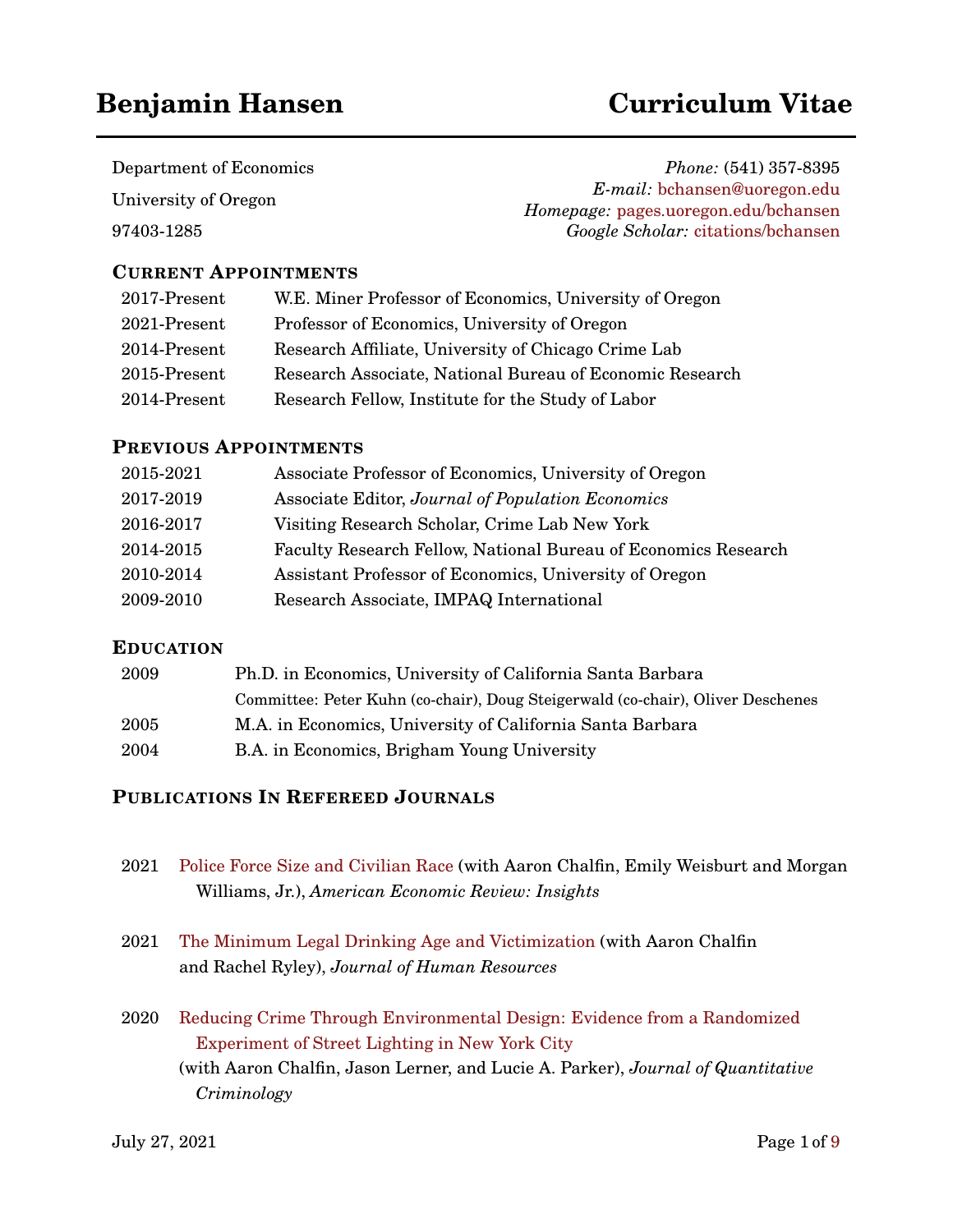# Benjamin Hansen — Curriculum Vitae

Department of Economics
University of Oregon
97403-1285

*Phone:* (541) 357-8395
*E-mail:* bchansen@uoregon.edu
*Homepage:* pages.uoregon.edu/bchansen
*Google Scholar:* citations/bchansen

## Current Appointments

| | |
|---|---|
| 2017-Present | W.E. Miner Professor of Economics, University of Oregon |
| 2021-Present | Professor of Economics, University of Oregon |
| 2014-Present | Research Affiliate, University of Chicago Crime Lab |
| 2015-Present | Research Associate, National Bureau of Economic Research |
| 2014-Present | Research Fellow, Institute for the Study of Labor |

## Previous Appointments

| | |
|---|---|
| 2015-2021 | Associate Professor of Economics, University of Oregon |
| 2017-2019 | Associate Editor, *Journal of Population Economics* |
| 2016-2017 | Visiting Research Scholar, Crime Lab New York |
| 2014-2015 | Faculty Research Fellow, National Bureau of Economics Research |
| 2010-2014 | Assistant Professor of Economics, University of Oregon |
| 2009-2010 | Research Associate, IMPAQ International |

## Education

| | |
|---|---|
| 2009 | Ph.D. in Economics, University of California Santa Barbara |
| | Committee: Peter Kuhn (co-chair), Doug Steigerwald (co-chair), Oliver Deschenes |
| 2005 | M.A. in Economics, University of California Santa Barbara |
| 2004 | B.A. in Economics, Brigham Young University |

## Publications In Refereed Journals

2021 Police Force Size and Civilian Race (with Aaron Chalfin, Emily Weisburt and Morgan Williams, Jr.), *American Economic Review: Insights*

2021 The Minimum Legal Drinking Age and Victimization (with Aaron Chalfin and Rachel Ryley), *Journal of Human Resources*

2020 Reducing Crime Through Environmental Design: Evidence from a Randomized Experiment of Street Lighting in New York City (with Aaron Chalfin, Jason Lerner, and Lucie A. Parker), *Journal of Quantitative Criminology*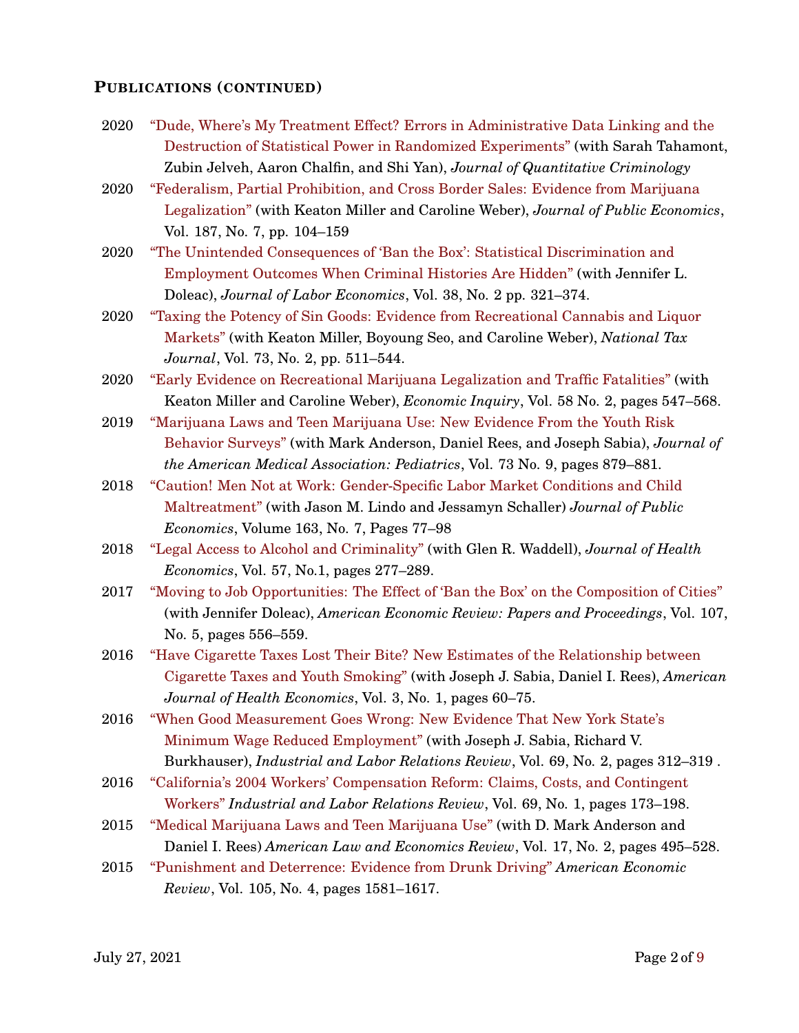## Publications (continued)

- 2020 "Dude, Where's My Treatment Effect? Errors in Administrative Data Linking and the Destruction of Statistical Power in Randomized Experiments" (with Sarah Tahamont, Zubin Jelveh, Aaron Chalfin, and Shi Yan), *Journal of Quantitative Criminology*
- 2020 "Federalism, Partial Prohibition, and Cross Border Sales: Evidence from Marijuana Legalization" (with Keaton Miller and Caroline Weber), *Journal of Public Economics*, Vol. 187, No. 7, pp. 104–159
- 2020 "The Unintended Consequences of 'Ban the Box': Statistical Discrimination and Employment Outcomes When Criminal Histories Are Hidden" (with Jennifer L. Doleac), *Journal of Labor Economics*, Vol. 38, No. 2 pp. 321–374.
- 2020 "Taxing the Potency of Sin Goods: Evidence from Recreational Cannabis and Liquor Markets" (with Keaton Miller, Boyoung Seo, and Caroline Weber), *National Tax Journal*, Vol. 73, No. 2, pp. 511–544.
- 2020 "Early Evidence on Recreational Marijuana Legalization and Traffic Fatalities" (with Keaton Miller and Caroline Weber), *Economic Inquiry*, Vol. 58 No. 2, pages 547–568.
- 2019 "Marijuana Laws and Teen Marijuana Use: New Evidence From the Youth Risk Behavior Surveys" (with Mark Anderson, Daniel Rees, and Joseph Sabia), *Journal of the American Medical Association: Pediatrics*, Vol. 73 No. 9, pages 879–881.
- 2018 "Caution! Men Not at Work: Gender-Specific Labor Market Conditions and Child Maltreatment" (with Jason M. Lindo and Jessamyn Schaller) *Journal of Public Economics*, Volume 163, No. 7, Pages 77–98
- 2018 "Legal Access to Alcohol and Criminality" (with Glen R. Waddell), *Journal of Health Economics*, Vol. 57, No.1, pages 277–289.
- 2017 "Moving to Job Opportunities: The Effect of 'Ban the Box' on the Composition of Cities" (with Jennifer Doleac), *American Economic Review: Papers and Proceedings*, Vol. 107, No. 5, pages 556–559.
- 2016 "Have Cigarette Taxes Lost Their Bite? New Estimates of the Relationship between Cigarette Taxes and Youth Smoking" (with Joseph J. Sabia, Daniel I. Rees), *American Journal of Health Economics*, Vol. 3, No. 1, pages 60–75.
- 2016 "When Good Measurement Goes Wrong: New Evidence That New York State's Minimum Wage Reduced Employment" (with Joseph J. Sabia, Richard V. Burkhauser), *Industrial and Labor Relations Review*, Vol. 69, No. 2, pages 312–319 .
- 2016 "California's 2004 Workers' Compensation Reform: Claims, Costs, and Contingent Workers" *Industrial and Labor Relations Review*, Vol. 69, No. 1, pages 173–198.
- 2015 "Medical Marijuana Laws and Teen Marijuana Use" (with D. Mark Anderson and Daniel I. Rees) *American Law and Economics Review*, Vol. 17, No. 2, pages 495–528.
- 2015 "Punishment and Deterrence: Evidence from Drunk Driving" *American Economic Review*, Vol. 105, No. 4, pages 1581–1617.

July 27, 2021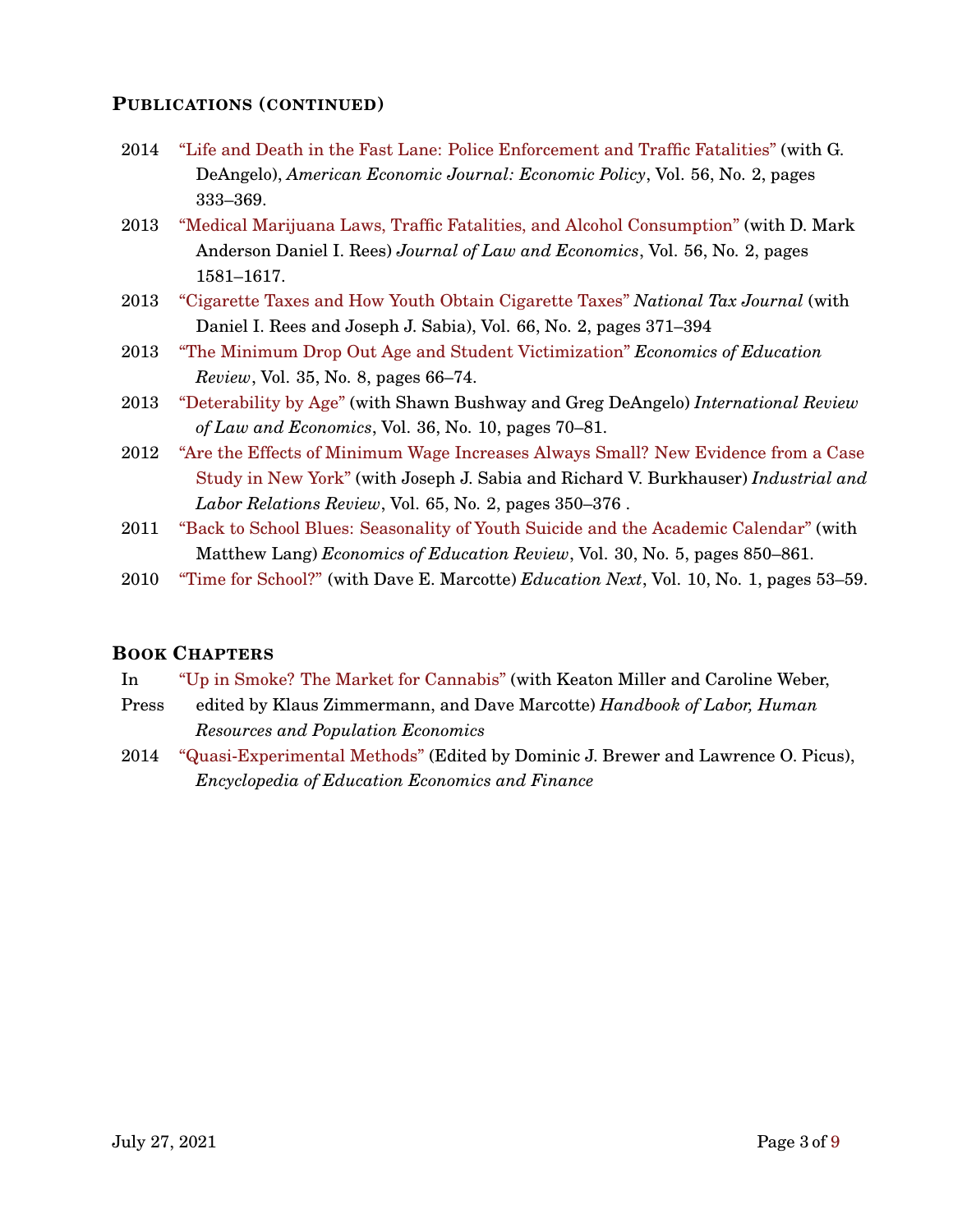## Publications (continued)

- 2014 "Life and Death in the Fast Lane: Police Enforcement and Traffic Fatalities" (with G. DeAngelo), *American Economic Journal: Economic Policy*, Vol. 56, No. 2, pages 333–369.
- 2013 "Medical Marijuana Laws, Traffic Fatalities, and Alcohol Consumption" (with D. Mark Anderson Daniel I. Rees) *Journal of Law and Economics*, Vol. 56, No. 2, pages 1581–1617.
- 2013 "Cigarette Taxes and How Youth Obtain Cigarette Taxes" *National Tax Journal* (with Daniel I. Rees and Joseph J. Sabia), Vol. 66, No. 2, pages 371–394
- 2013 "The Minimum Drop Out Age and Student Victimization" *Economics of Education Review*, Vol. 35, No. 8, pages 66–74.
- 2013 "Deterability by Age" (with Shawn Bushway and Greg DeAngelo) *International Review of Law and Economics*, Vol. 36, No. 10, pages 70–81.
- 2012 "Are the Effects of Minimum Wage Increases Always Small? New Evidence from a Case Study in New York" (with Joseph J. Sabia and Richard V. Burkhauser) *Industrial and Labor Relations Review*, Vol. 65, No. 2, pages 350–376 .
- 2011 "Back to School Blues: Seasonality of Youth Suicide and the Academic Calendar" (with Matthew Lang) *Economics of Education Review*, Vol. 30, No. 5, pages 850–861.
- 2010 "Time for School?" (with Dave E. Marcotte) *Education Next*, Vol. 10, No. 1, pages 53–59.

## Book Chapters

- In Press "Up in Smoke? The Market for Cannabis" (with Keaton Miller and Caroline Weber, edited by Klaus Zimmermann, and Dave Marcotte) *Handbook of Labor, Human Resources and Population Economics*
- 2014 "Quasi-Experimental Methods" (Edited by Dominic J. Brewer and Lawrence O. Picus), *Encyclopedia of Education Economics and Finance*

July 27, 2021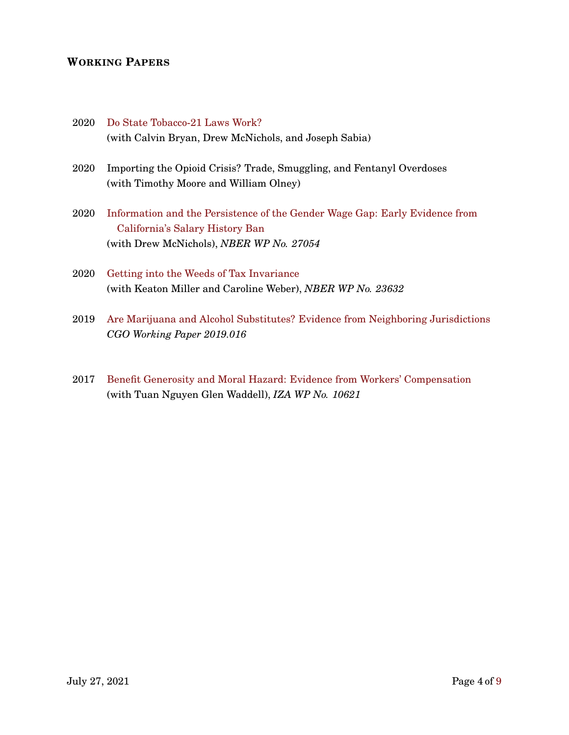## Working Papers

2020 Do State Tobacco-21 Laws Work?
(with Calvin Bryan, Drew McNichols, and Joseph Sabia)

2020 Importing the Opioid Crisis? Trade, Smuggling, and Fentanyl Overdoses
(with Timothy Moore and William Olney)

2020 Information and the Persistence of the Gender Wage Gap: Early Evidence from California's Salary History Ban
(with Drew McNichols), *NBER WP No. 27054*

2020 Getting into the Weeds of Tax Invariance
(with Keaton Miller and Caroline Weber), *NBER WP No. 23632*

2019 Are Marijuana and Alcohol Substitutes? Evidence from Neighboring Jurisdictions
*CGO Working Paper 2019.016*

2017 Benefit Generosity and Moral Hazard: Evidence from Workers' Compensation
(with Tuan Nguyen Glen Waddell), *IZA WP No. 10621*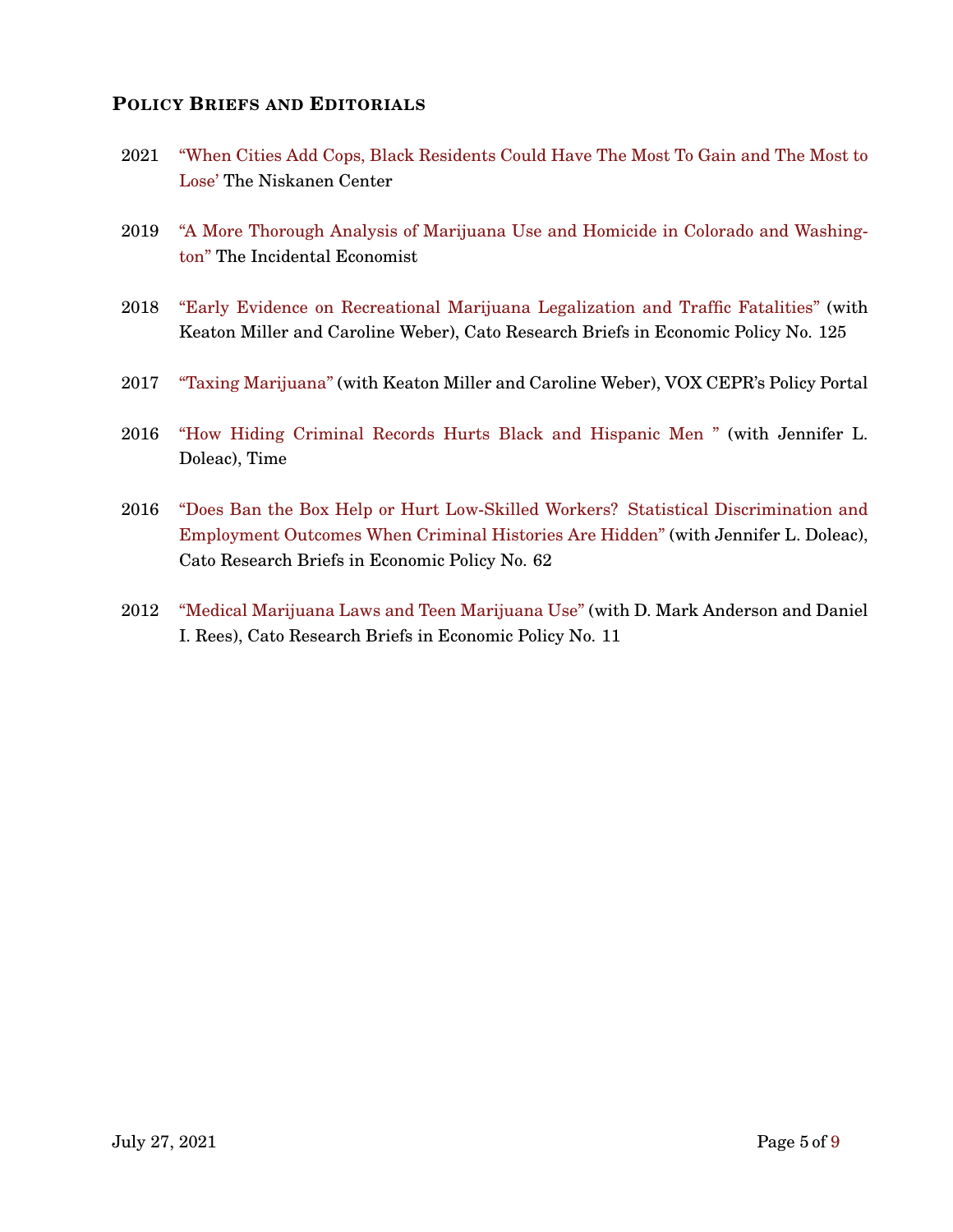## Policy Briefs and Editorials

2021 "When Cities Add Cops, Black Residents Could Have The Most To Gain and The Most to Lose' The Niskanen Center

2019 "A More Thorough Analysis of Marijuana Use and Homicide in Colorado and Washington" The Incidental Economist

2018 "Early Evidence on Recreational Marijuana Legalization and Traffic Fatalities" (with Keaton Miller and Caroline Weber), Cato Research Briefs in Economic Policy No. 125

2017 "Taxing Marijuana" (with Keaton Miller and Caroline Weber), VOX CEPR's Policy Portal

2016 "How Hiding Criminal Records Hurts Black and Hispanic Men " (with Jennifer L. Doleac), Time

2016 "Does Ban the Box Help or Hurt Low-Skilled Workers? Statistical Discrimination and Employment Outcomes When Criminal Histories Are Hidden" (with Jennifer L. Doleac), Cato Research Briefs in Economic Policy No. 62

2012 "Medical Marijuana Laws and Teen Marijuana Use" (with D. Mark Anderson and Daniel I. Rees), Cato Research Briefs in Economic Policy No. 11

July 27, 2021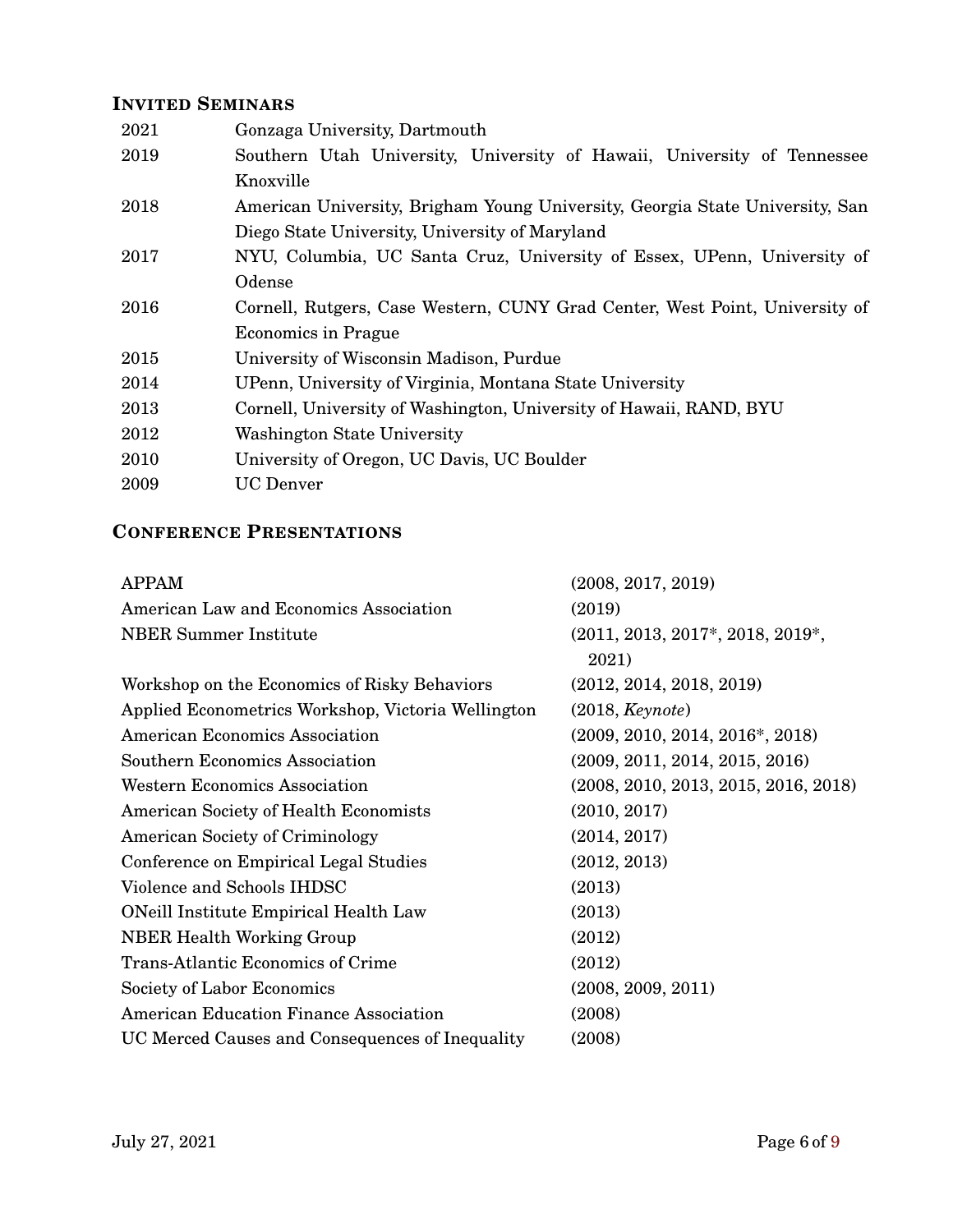## INVITED SEMINARS

| | |
|---|---|
| 2021 | Gonzaga University, Dartmouth |
| 2019 | Southern Utah University, University of Hawaii, University of Tennessee Knoxville |
| 2018 | American University, Brigham Young University, Georgia State University, San Diego State University, University of Maryland |
| 2017 | NYU, Columbia, UC Santa Cruz, University of Essex, UPenn, University of Odense |
| 2016 | Cornell, Rutgers, Case Western, CUNY Grad Center, West Point, University of Economics in Prague |
| 2015 | University of Wisconsin Madison, Purdue |
| 2014 | UPenn, University of Virginia, Montana State University |
| 2013 | Cornell, University of Washington, University of Hawaii, RAND, BYU |
| 2012 | Washington State University |
| 2010 | University of Oregon, UC Davis, UC Boulder |
| 2009 | UC Denver |

## CONFERENCE PRESENTATIONS

| | |
|---|---|
| APPAM | (2008, 2017, 2019) |
| American Law and Economics Association | (2019) |
| NBER Summer Institute | (2011, 2013, 2017*, 2018, 2019*, 2021) |
| Workshop on the Economics of Risky Behaviors | (2012, 2014, 2018, 2019) |
| Applied Econometrics Workshop, Victoria Wellington | (2018, *Keynote*) |
| American Economics Association | (2009, 2010, 2014, 2016*, 2018) |
| Southern Economics Association | (2009, 2011, 2014, 2015, 2016) |
| Western Economics Association | (2008, 2010, 2013, 2015, 2016, 2018) |
| American Society of Health Economists | (2010, 2017) |
| American Society of Criminology | (2014, 2017) |
| Conference on Empirical Legal Studies | (2012, 2013) |
| Violence and Schools IHDSC | (2013) |
| ONeill Institute Empirical Health Law | (2013) |
| NBER Health Working Group | (2012) |
| Trans-Atlantic Economics of Crime | (2012) |
| Society of Labor Economics | (2008, 2009, 2011) |
| American Education Finance Association | (2008) |
| UC Merced Causes and Consequences of Inequality | (2008) |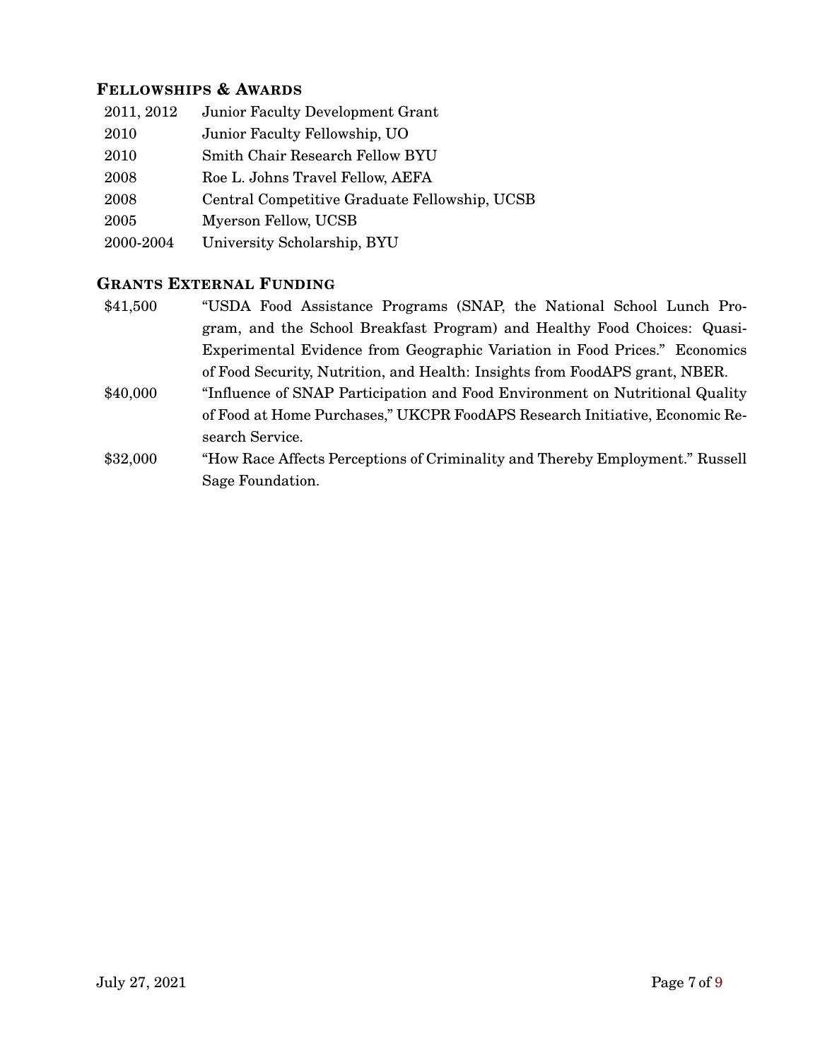## Fellowships & Awards

| | |
|---|---|
| 2011, 2012 | Junior Faculty Development Grant |
| 2010 | Junior Faculty Fellowship, UO |
| 2010 | Smith Chair Research Fellow BYU |
| 2008 | Roe L. Johns Travel Fellow, AEFA |
| 2008 | Central Competitive Graduate Fellowship, UCSB |
| 2005 | Myerson Fellow, UCSB |
| 2000-2004 | University Scholarship, BYU |

## Grants External Funding

| | |
|---|---|
| $41,500 | "USDA Food Assistance Programs (SNAP, the National School Lunch Program, and the School Breakfast Program) and Healthy Food Choices: Quasi-Experimental Evidence from Geographic Variation in Food Prices." Economics of Food Security, Nutrition, and Health: Insights from FoodAPS grant, NBER. |
| $40,000 | "Influence of SNAP Participation and Food Environment on Nutritional Quality of Food at Home Purchases," UKCPR FoodAPS Research Initiative, Economic Research Service. |
| $32,000 | "How Race Affects Perceptions of Criminality and Thereby Employment." Russell Sage Foundation. |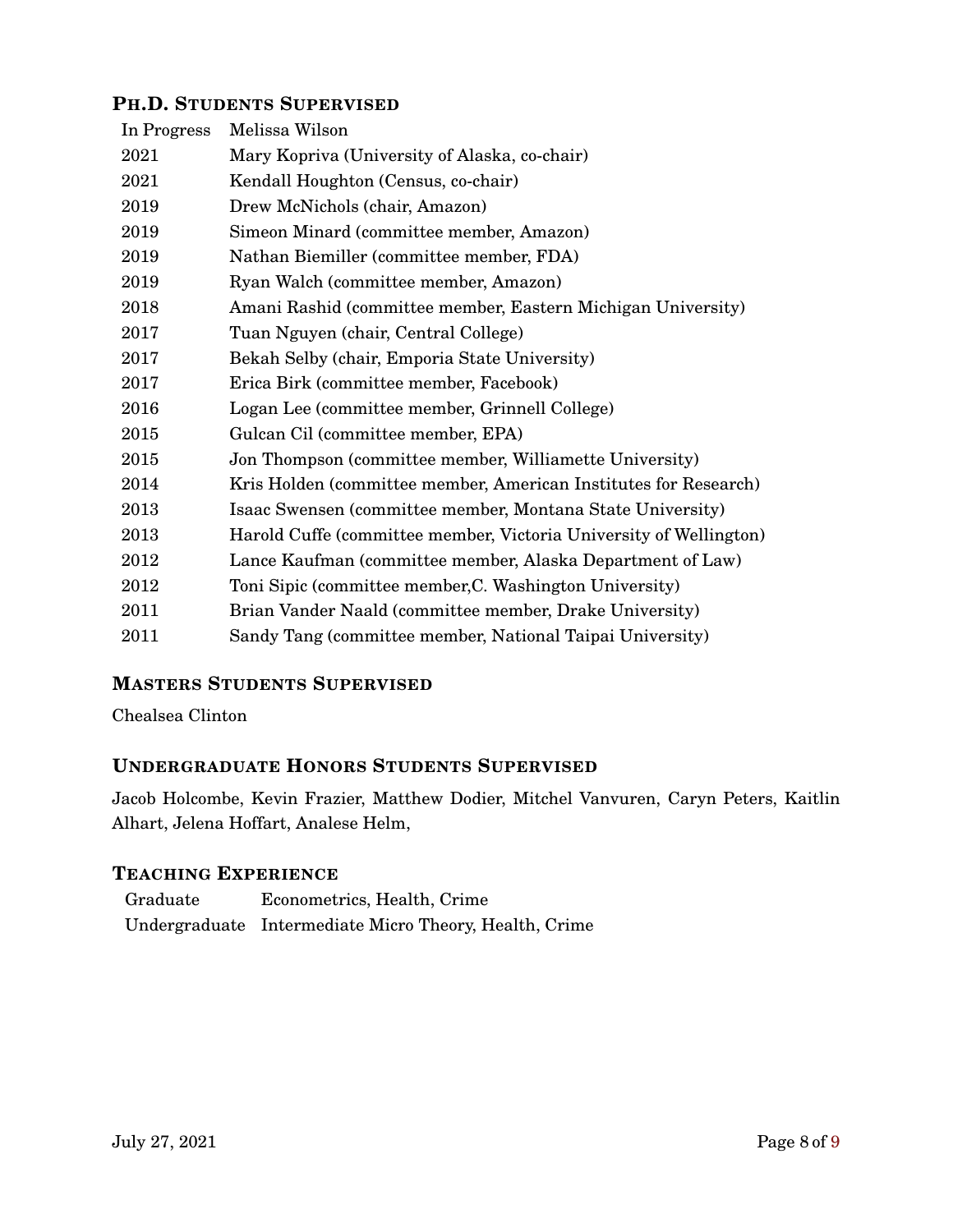## PH.D. STUDENTS SUPERVISED

| | |
|---|---|
| In Progress | Melissa Wilson |
| 2021 | Mary Kopriva (University of Alaska, co-chair) |
| 2021 | Kendall Houghton (Census, co-chair) |
| 2019 | Drew McNichols (chair, Amazon) |
| 2019 | Simeon Minard (committee member, Amazon) |
| 2019 | Nathan Biemiller (committee member, FDA) |
| 2019 | Ryan Walch (committee member, Amazon) |
| 2018 | Amani Rashid (committee member, Eastern Michigan University) |
| 2017 | Tuan Nguyen (chair, Central College) |
| 2017 | Bekah Selby (chair, Emporia State University) |
| 2017 | Erica Birk (committee member, Facebook) |
| 2016 | Logan Lee (committee member, Grinnell College) |
| 2015 | Gulcan Cil (committee member, EPA) |
| 2015 | Jon Thompson (committee member, Williamette University) |
| 2014 | Kris Holden (committee member, American Institutes for Research) |
| 2013 | Isaac Swensen (committee member, Montana State University) |
| 2013 | Harold Cuffe (committee member, Victoria University of Wellington) |
| 2012 | Lance Kaufman (committee member, Alaska Department of Law) |
| 2012 | Toni Sipic (committee member,C. Washington University) |
| 2011 | Brian Vander Naald (committee member, Drake University) |
| 2011 | Sandy Tang (committee member, National Taipai University) |

## MASTERS STUDENTS SUPERVISED

Chealsea Clinton

## UNDERGRADUATE HONORS STUDENTS SUPERVISED

Jacob Holcombe, Kevin Frazier, Matthew Dodier, Mitchel Vanvuren, Caryn Peters, Kaitlin Alhart, Jelena Hoffart, Analese Helm,

## TEACHING EXPERIENCE

| | |
|---|---|
| Graduate | Econometrics, Health, Crime |
| Undergraduate | Intermediate Micro Theory, Health, Crime |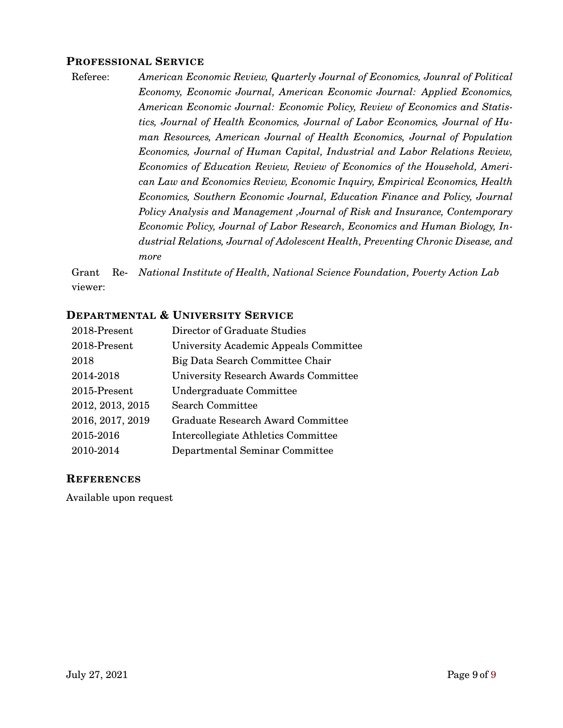## PROFESSIONAL SERVICE

Referee: *American Economic Review, Quarterly Journal of Economics, Jounral of Political Economy, Economic Journal, American Economic Journal: Applied Economics, American Economic Journal: Economic Policy, Review of Economics and Statistics, Journal of Health Economics, Journal of Labor Economics, Journal of Human Resources, American Journal of Health Economics, Journal of Population Economics, Journal of Human Capital, Industrial and Labor Relations Review, Economics of Education Review, Review of Economics of the Household, American Law and Economics Review, Economic Inquiry, Empirical Economics, Health Economics, Southern Economic Journal, Education Finance and Policy, Journal Policy Analysis and Management ,Journal of Risk and Insurance, Contemporary Economic Policy, Journal of Labor Research, Economics and Human Biology, Industrial Relations, Journal of Adolescent Health, Preventing Chronic Disease, and more*

Grant Reviewer: *National Institute of Health, National Science Foundation, Poverty Action Lab*

## DEPARTMENTAL & UNIVERSITY SERVICE

| | |
|---|---|
| 2018-Present | Director of Graduate Studies |
| 2018-Present | University Academic Appeals Committee |
| 2018 | Big Data Search Committee Chair |
| 2014-2018 | University Research Awards Committee |
| 2015-Present | Undergraduate Committee |
| 2012, 2013, 2015 | Search Committee |
| 2016, 2017, 2019 | Graduate Research Award Committee |
| 2015-2016 | Intercollegiate Athletics Committee |
| 2010-2014 | Departmental Seminar Committee |

## REFERENCES

Available upon request

July 27, 2021